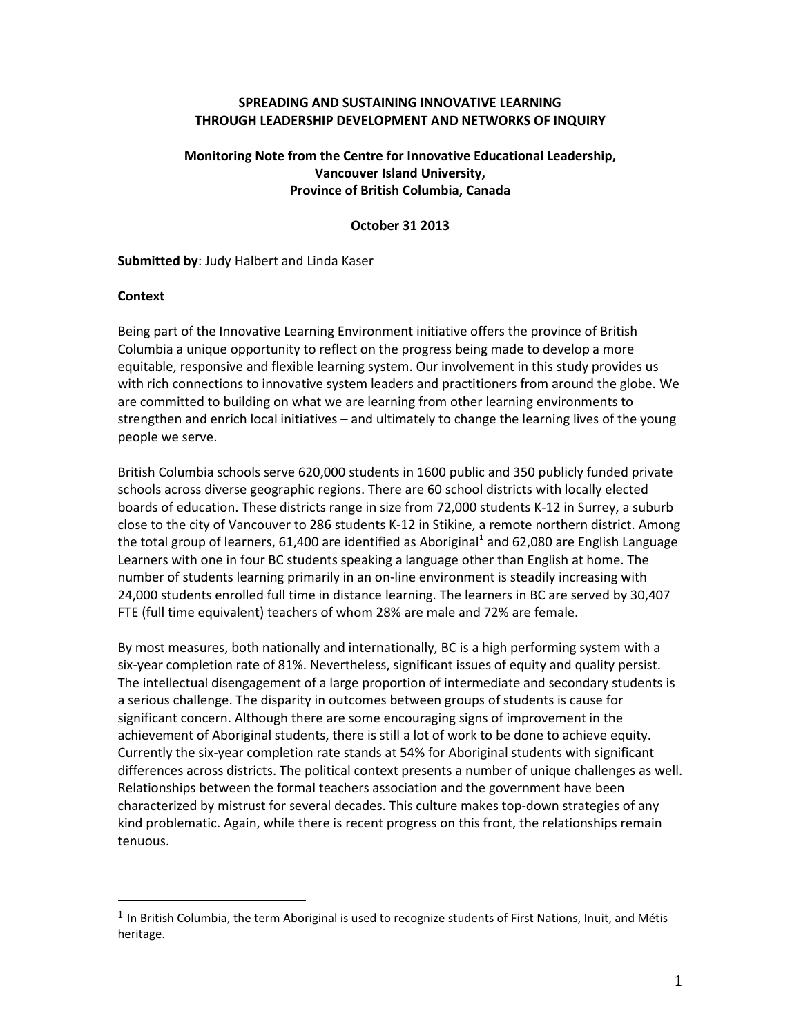# SPREADING AND SUSTAINING INNOVATIVE LEARNING THROUGH LEADERSHIP DEVELOPMENT AND NETWORKS OF INQUIRY

**Monitoring Note from the Centre for Innovative Educational Leadership, Vancouver Island University, Province of British Columbia, Canada**

**October 31 2013**

**Submitted by**: Judy Halbert and Linda Kaser

## Context

Being part of the Innovative Learning Environment initiative offers the province of British Columbia a unique opportunity to reflect on the progress being made to develop a more equitable, responsive and flexible learning system. Our involvement in this study provides us with rich connections to innovative system leaders and practitioners from around the globe. We are committed to building on what we are learning from other learning environments to strengthen and enrich local initiatives – and ultimately to change the learning lives of the young people we serve.

British Columbia schools serve 620,000 students in 1600 public and 350 publicly funded private schools across diverse geographic regions. There are 60 school districts with locally elected boards of education. These districts range in size from 72,000 students K-12 in Surrey, a suburb close to the city of Vancouver to 286 students K-12 in Stikine, a remote northern district. Among the total group of learners, 61,400 are identified as Aboriginal[1] and 62,080 are English Language Learners with one in four BC students speaking a language other than English at home. The number of students learning primarily in an on-line environment is steadily increasing with 24,000 students enrolled full time in distance learning. The learners in BC are served by 30,407 FTE (full time equivalent) teachers of whom 28% are male and 72% are female.

By most measures, both nationally and internationally, BC is a high performing system with a six-year completion rate of 81%. Nevertheless, significant issues of equity and quality persist. The intellectual disengagement of a large proportion of intermediate and secondary students is a serious challenge. The disparity in outcomes between groups of students is cause for significant concern. Although there are some encouraging signs of improvement in the achievement of Aboriginal students, there is still a lot of work to be done to achieve equity. Currently the six-year completion rate stands at 54% for Aboriginal students with significant differences across districts. The political context presents a number of unique challenges as well. Relationships between the formal teachers association and the government have been characterized by mistrust for several decades. This culture makes top-down strategies of any kind problematic. Again, while there is recent progress on this front, the relationships remain tenuous.

[1] In British Columbia, the term Aboriginal is used to recognize students of First Nations, Inuit, and Métis heritage.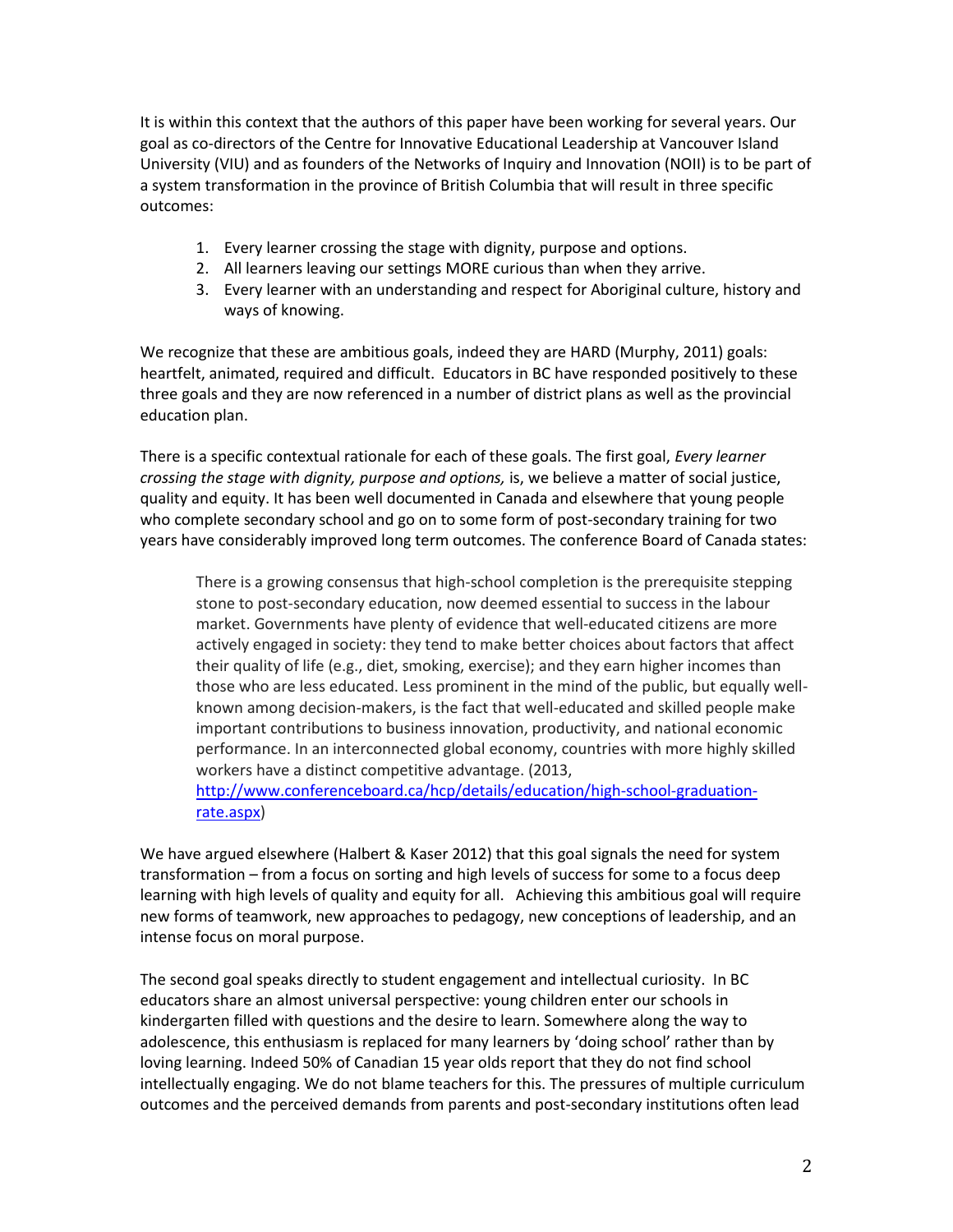It is within this context that the authors of this paper have been working for several years. Our goal as co-directors of the Centre for Innovative Educational Leadership at Vancouver Island University (VIU) and as founders of the Networks of Inquiry and Innovation (NOII) is to be part of a system transformation in the province of British Columbia that will result in three specific outcomes:

1. Every learner crossing the stage with dignity, purpose and options.
2. All learners leaving our settings MORE curious than when they arrive.
3. Every learner with an understanding and respect for Aboriginal culture, history and ways of knowing.

We recognize that these are ambitious goals, indeed they are HARD (Murphy, 2011) goals: heartfelt, animated, required and difficult. Educators in BC have responded positively to these three goals and they are now referenced in a number of district plans as well as the provincial education plan.

There is a specific contextual rationale for each of these goals. The first goal, *Every learner crossing the stage with dignity, purpose and options,* is, we believe a matter of social justice, quality and equity. It has been well documented in Canada and elsewhere that young people who complete secondary school and go on to some form of post-secondary training for two years have considerably improved long term outcomes. The conference Board of Canada states:

> There is a growing consensus that high-school completion is the prerequisite stepping stone to post-secondary education, now deemed essential to success in the labour market. Governments have plenty of evidence that well-educated citizens are more actively engaged in society: they tend to make better choices about factors that affect their quality of life (e.g., diet, smoking, exercise); and they earn higher incomes than those who are less educated. Less prominent in the mind of the public, but equally well-known among decision-makers, is the fact that well-educated and skilled people make important contributions to business innovation, productivity, and national economic performance. In an interconnected global economy, countries with more highly skilled workers have a distinct competitive advantage. (2013, [http://www.conferenceboard.ca/hcp/details/education/high-school-graduation-rate.aspx](http://www.conferenceboard.ca/hcp/details/education/high-school-graduation-rate.aspx))

We have argued elsewhere (Halbert & Kaser 2012) that this goal signals the need for system transformation – from a focus on sorting and high levels of success for some to a focus deep learning with high levels of quality and equity for all. Achieving this ambitious goal will require new forms of teamwork, new approaches to pedagogy, new conceptions of leadership, and an intense focus on moral purpose.

The second goal speaks directly to student engagement and intellectual curiosity. In BC educators share an almost universal perspective: young children enter our schools in kindergarten filled with questions and the desire to learn. Somewhere along the way to adolescence, this enthusiasm is replaced for many learners by 'doing school' rather than by loving learning. Indeed 50% of Canadian 15 year olds report that they do not find school intellectually engaging. We do not blame teachers for this. The pressures of multiple curriculum outcomes and the perceived demands from parents and post-secondary institutions often lead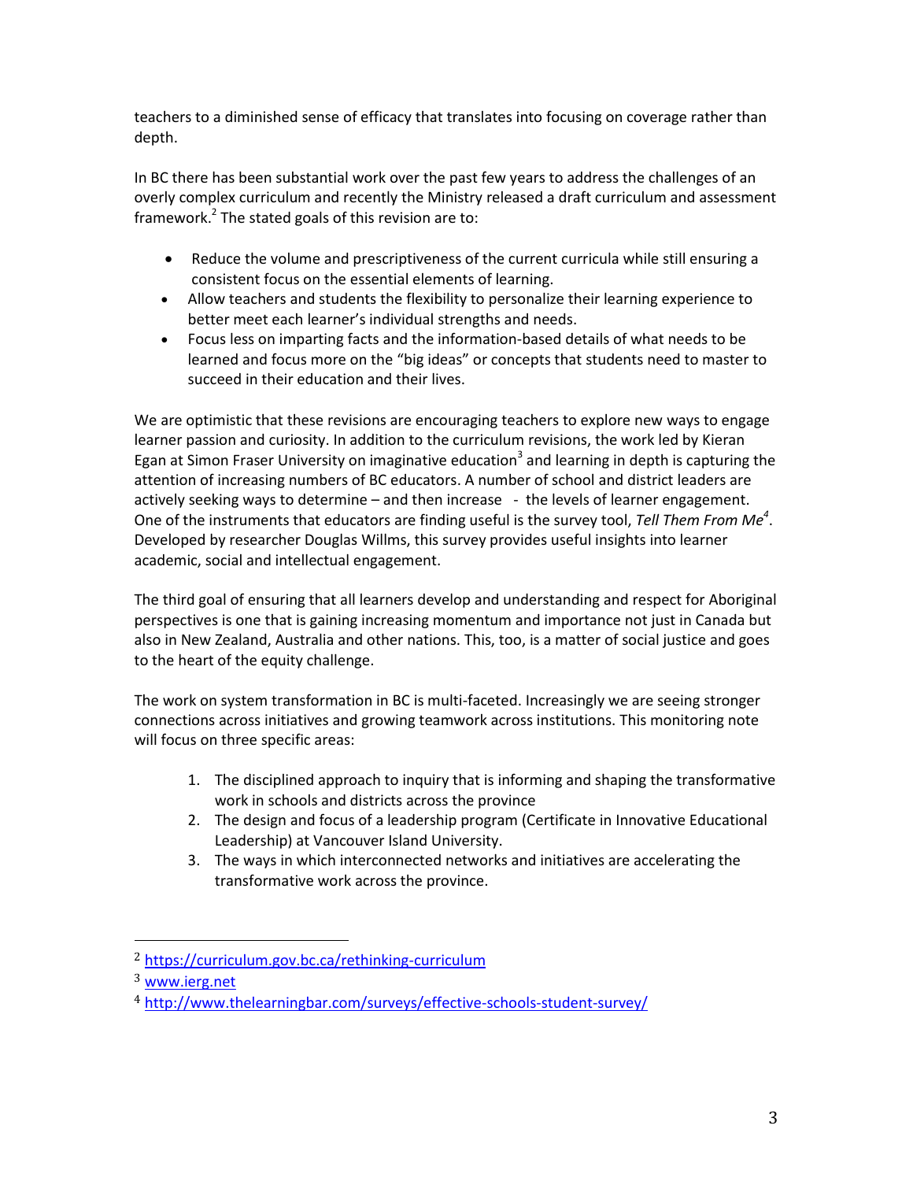teachers to a diminished sense of efficacy that translates into focusing on coverage rather than depth.

In BC there has been substantial work over the past few years to address the challenges of an overly complex curriculum and recently the Ministry released a draft curriculum and assessment framework.[2] The stated goals of this revision are to:

- Reduce the volume and prescriptiveness of the current curricula while still ensuring a consistent focus on the essential elements of learning.
- Allow teachers and students the flexibility to personalize their learning experience to better meet each learner's individual strengths and needs.
- Focus less on imparting facts and the information-based details of what needs to be learned and focus more on the "big ideas" or concepts that students need to master to succeed in their education and their lives.

We are optimistic that these revisions are encouraging teachers to explore new ways to engage learner passion and curiosity. In addition to the curriculum revisions, the work led by Kieran Egan at Simon Fraser University on imaginative education[3] and learning in depth is capturing the attention of increasing numbers of BC educators. A number of school and district leaders are actively seeking ways to determine – and then increase - the levels of learner engagement. One of the instruments that educators are finding useful is the survey tool, *Tell Them From Me*[4]. Developed by researcher Douglas Willms, this survey provides useful insights into learner academic, social and intellectual engagement.

The third goal of ensuring that all learners develop and understanding and respect for Aboriginal perspectives is one that is gaining increasing momentum and importance not just in Canada but also in New Zealand, Australia and other nations. This, too, is a matter of social justice and goes to the heart of the equity challenge.

The work on system transformation in BC is multi-faceted. Increasingly we are seeing stronger connections across initiatives and growing teamwork across institutions. This monitoring note will focus on three specific areas:

1. The disciplined approach to inquiry that is informing and shaping the transformative work in schools and districts across the province
2. The design and focus of a leadership program (Certificate in Innovative Educational Leadership) at Vancouver Island University.
3. The ways in which interconnected networks and initiatives are accelerating the transformative work across the province.

---

[2] https://curriculum.gov.bc.ca/rethinking-curriculum

[3] www.ierg.net

[4] http://www.thelearningbar.com/surveys/effective-schools-student-survey/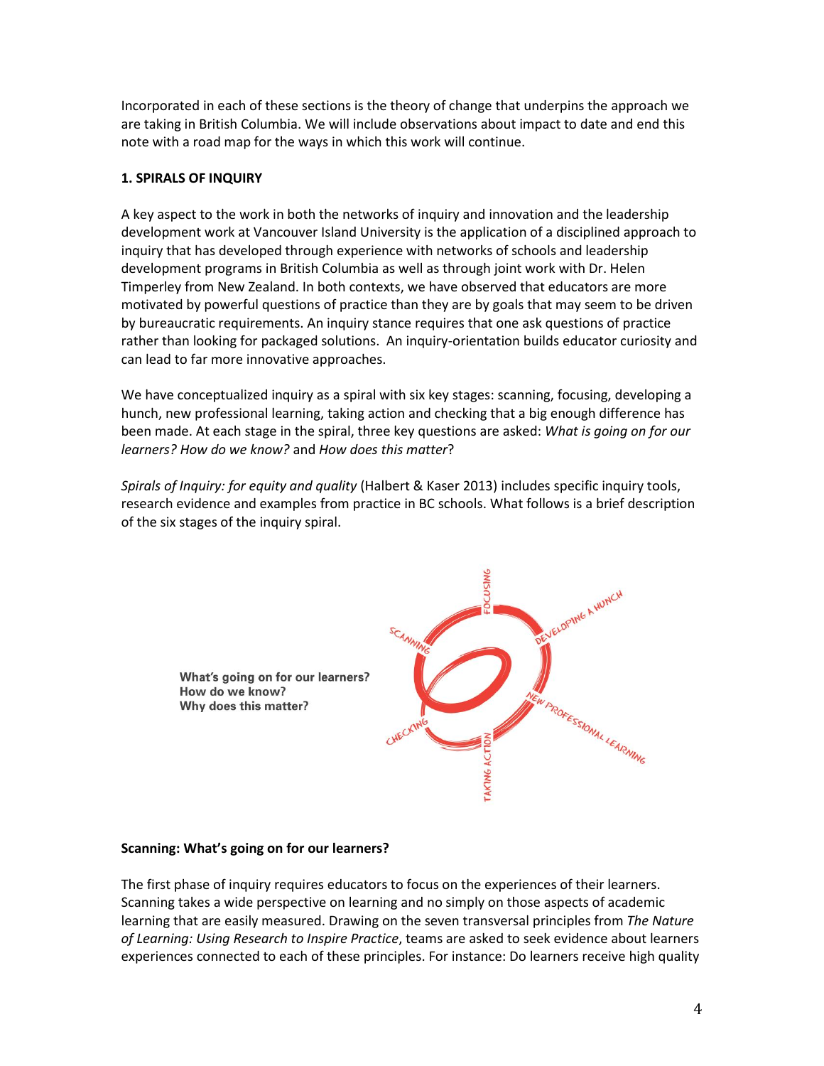Incorporated in each of these sections is the theory of change that underpins the approach we are taking in British Columbia. We will include observations about impact to date and end this note with a road map for the ways in which this work will continue.

## 1. SPIRALS OF INQUIRY

A key aspect to the work in both the networks of inquiry and innovation and the leadership development work at Vancouver Island University is the application of a disciplined approach to inquiry that has developed through experience with networks of schools and leadership development programs in British Columbia as well as through joint work with Dr. Helen Timperley from New Zealand. In both contexts, we have observed that educators are more motivated by powerful questions of practice than they are by goals that may seem to be driven by bureaucratic requirements. An inquiry stance requires that one ask questions of practice rather than looking for packaged solutions. An inquiry-orientation builds educator curiosity and can lead to far more innovative approaches.

We have conceptualized inquiry as a spiral with six key stages: scanning, focusing, developing a hunch, new professional learning, taking action and checking that a big enough difference has been made. At each stage in the spiral, three key questions are asked: *What is going on for our learners? How do we know?* and *How does this matter*?

*Spirals of Inquiry: for equity and quality* (Halbert & Kaser 2013) includes specific inquiry tools, research evidence and examples from practice in BC schools. What follows is a brief description of the six stages of the inquiry spiral.

**What's going on for our learners?**
**How do we know?**
**Why does this matter?**

SCANNING — FOCUSING — DEVELOPING A HUNCH — NEW PROFESSIONAL LEARNING — TAKING ACTION — CHECKING

### Scanning: What's going on for our learners?

The first phase of inquiry requires educators to focus on the experiences of their learners. Scanning takes a wide perspective on learning and no simply on those aspects of academic learning that are easily measured. Drawing on the seven transversal principles from *The Nature of Learning: Using Research to Inspire Practice*, teams are asked to seek evidence about learners experiences connected to each of these principles. For instance: Do learners receive high quality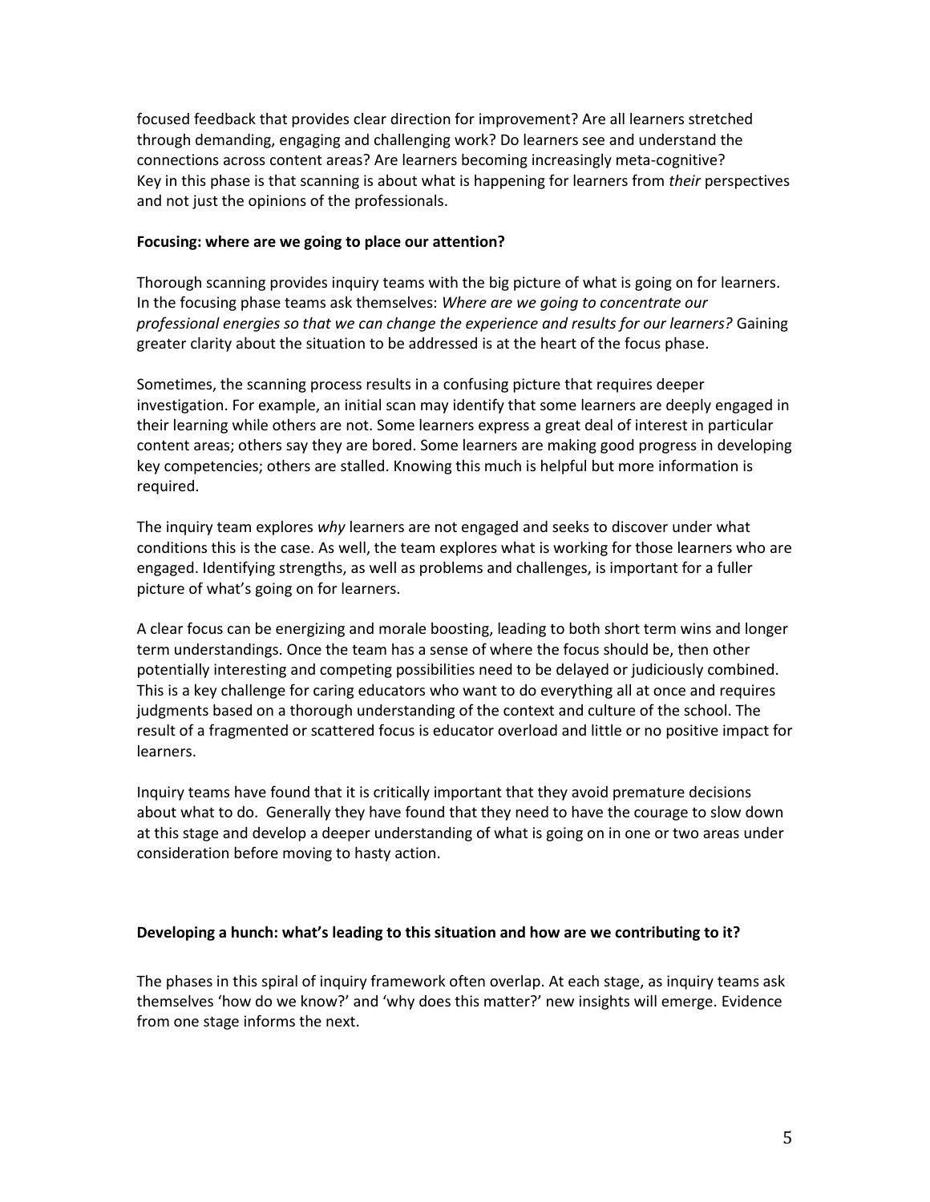focused feedback that provides clear direction for improvement? Are all learners stretched through demanding, engaging and challenging work? Do learners see and understand the connections across content areas? Are learners becoming increasingly meta-cognitive? Key in this phase is that scanning is about what is happening for learners from *their* perspectives and not just the opinions of the professionals.

**Focusing: where are we going to place our attention?**

Thorough scanning provides inquiry teams with the big picture of what is going on for learners. In the focusing phase teams ask themselves: *Where are we going to concentrate our professional energies so that we can change the experience and results for our learners?* Gaining greater clarity about the situation to be addressed is at the heart of the focus phase.

Sometimes, the scanning process results in a confusing picture that requires deeper investigation. For example, an initial scan may identify that some learners are deeply engaged in their learning while others are not. Some learners express a great deal of interest in particular content areas; others say they are bored. Some learners are making good progress in developing key competencies; others are stalled. Knowing this much is helpful but more information is required.

The inquiry team explores *why* learners are not engaged and seeks to discover under what conditions this is the case. As well, the team explores what is working for those learners who are engaged. Identifying strengths, as well as problems and challenges, is important for a fuller picture of what's going on for learners.

A clear focus can be energizing and morale boosting, leading to both short term wins and longer term understandings. Once the team has a sense of where the focus should be, then other potentially interesting and competing possibilities need to be delayed or judiciously combined. This is a key challenge for caring educators who want to do everything all at once and requires judgments based on a thorough understanding of the context and culture of the school. The result of a fragmented or scattered focus is educator overload and little or no positive impact for learners.

Inquiry teams have found that it is critically important that they avoid premature decisions about what to do. Generally they have found that they need to have the courage to slow down at this stage and develop a deeper understanding of what is going on in one or two areas under consideration before moving to hasty action.

**Developing a hunch: what's leading to this situation and how are we contributing to it?**

The phases in this spiral of inquiry framework often overlap. At each stage, as inquiry teams ask themselves 'how do we know?' and 'why does this matter?' new insights will emerge. Evidence from one stage informs the next.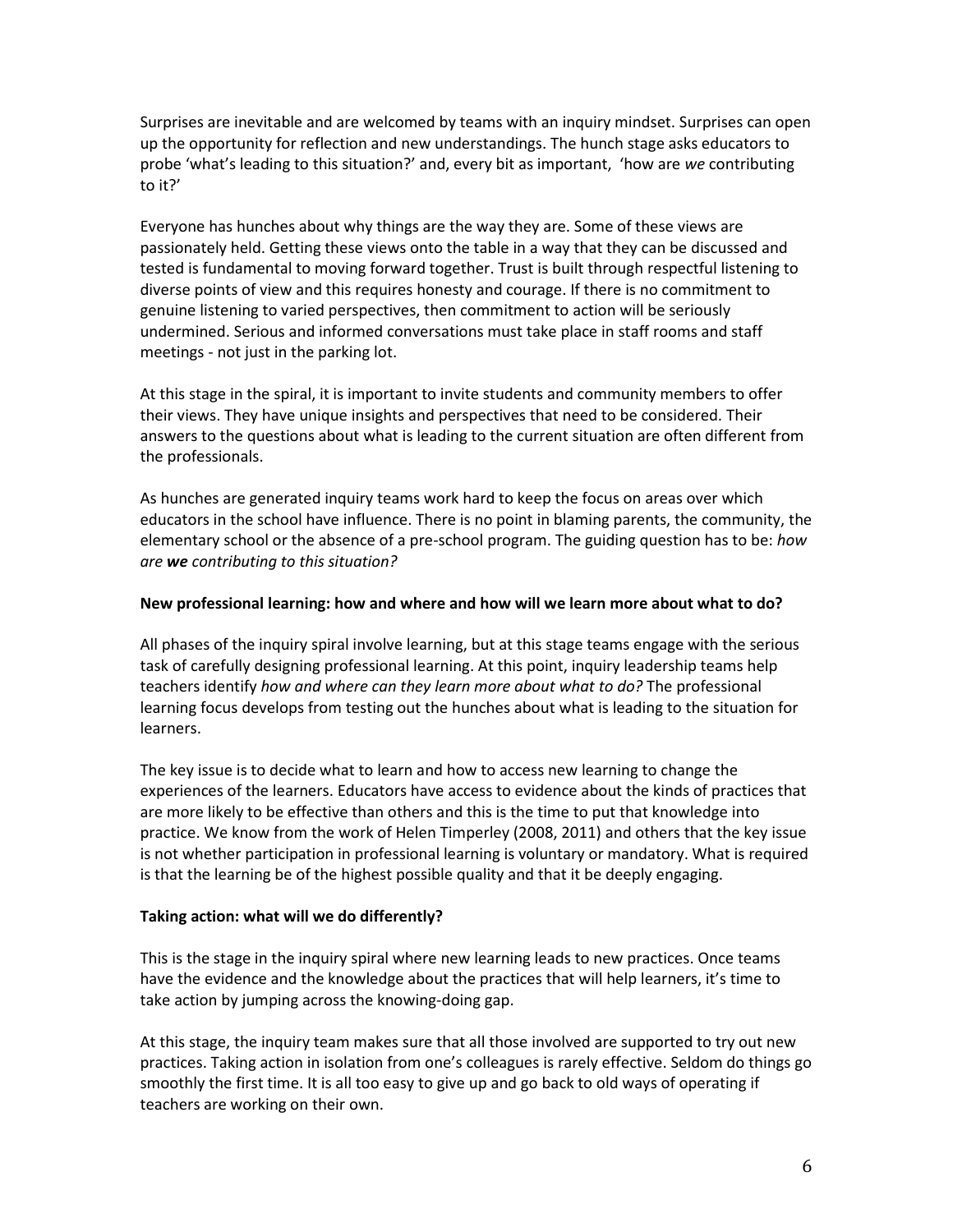Surprises are inevitable and are welcomed by teams with an inquiry mindset. Surprises can open up the opportunity for reflection and new understandings. The hunch stage asks educators to probe 'what's leading to this situation?' and, every bit as important, 'how are *we* contributing to it?'

Everyone has hunches about why things are the way they are. Some of these views are passionately held. Getting these views onto the table in a way that they can be discussed and tested is fundamental to moving forward together. Trust is built through respectful listening to diverse points of view and this requires honesty and courage. If there is no commitment to genuine listening to varied perspectives, then commitment to action will be seriously undermined. Serious and informed conversations must take place in staff rooms and staff meetings - not just in the parking lot.

At this stage in the spiral, it is important to invite students and community members to offer their views. They have unique insights and perspectives that need to be considered. Their answers to the questions about what is leading to the current situation are often different from the professionals.

As hunches are generated inquiry teams work hard to keep the focus on areas over which educators in the school have influence. There is no point in blaming parents, the community, the elementary school or the absence of a pre-school program. The guiding question has to be: *how are **we** contributing to this situation?*

**New professional learning: how and where and how will we learn more about what to do?**

All phases of the inquiry spiral involve learning, but at this stage teams engage with the serious task of carefully designing professional learning. At this point, inquiry leadership teams help teachers identify *how and where can they learn more about what to do?* The professional learning focus develops from testing out the hunches about what is leading to the situation for learners.

The key issue is to decide what to learn and how to access new learning to change the experiences of the learners. Educators have access to evidence about the kinds of practices that are more likely to be effective than others and this is the time to put that knowledge into practice. We know from the work of Helen Timperley (2008, 2011) and others that the key issue is not whether participation in professional learning is voluntary or mandatory. What is required is that the learning be of the highest possible quality and that it be deeply engaging.

**Taking action: what will we do differently?**

This is the stage in the inquiry spiral where new learning leads to new practices. Once teams have the evidence and the knowledge about the practices that will help learners, it's time to take action by jumping across the knowing-doing gap.

At this stage, the inquiry team makes sure that all those involved are supported to try out new practices. Taking action in isolation from one's colleagues is rarely effective. Seldom do things go smoothly the first time. It is all too easy to give up and go back to old ways of operating if teachers are working on their own.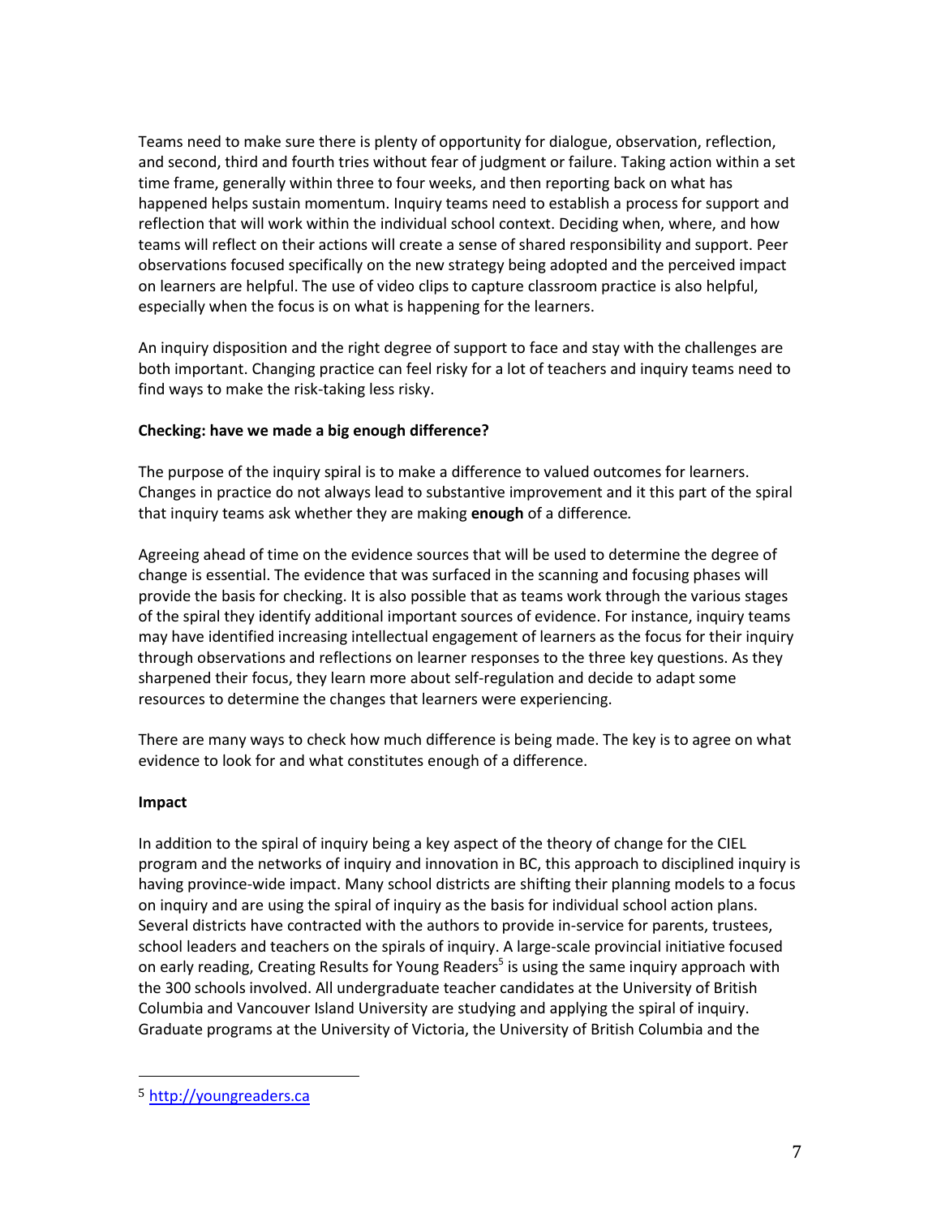Teams need to make sure there is plenty of opportunity for dialogue, observation, reflection, and second, third and fourth tries without fear of judgment or failure. Taking action within a set time frame, generally within three to four weeks, and then reporting back on what has happened helps sustain momentum. Inquiry teams need to establish a process for support and reflection that will work within the individual school context. Deciding when, where, and how teams will reflect on their actions will create a sense of shared responsibility and support. Peer observations focused specifically on the new strategy being adopted and the perceived impact on learners are helpful. The use of video clips to capture classroom practice is also helpful, especially when the focus is on what is happening for the learners.

An inquiry disposition and the right degree of support to face and stay with the challenges are both important. Changing practice can feel risky for a lot of teachers and inquiry teams need to find ways to make the risk-taking less risky.

**Checking: have we made a big enough difference?**

The purpose of the inquiry spiral is to make a difference to valued outcomes for learners. Changes in practice do not always lead to substantive improvement and it this part of the spiral that inquiry teams ask whether they are making **enough** of a difference*.*

Agreeing ahead of time on the evidence sources that will be used to determine the degree of change is essential. The evidence that was surfaced in the scanning and focusing phases will provide the basis for checking. It is also possible that as teams work through the various stages of the spiral they identify additional important sources of evidence. For instance, inquiry teams may have identified increasing intellectual engagement of learners as the focus for their inquiry through observations and reflections on learner responses to the three key questions. As they sharpened their focus, they learn more about self-regulation and decide to adapt some resources to determine the changes that learners were experiencing.

There are many ways to check how much difference is being made. The key is to agree on what evidence to look for and what constitutes enough of a difference.

**Impact**

In addition to the spiral of inquiry being a key aspect of the theory of change for the CIEL program and the networks of inquiry and innovation in BC, this approach to disciplined inquiry is having province-wide impact. Many school districts are shifting their planning models to a focus on inquiry and are using the spiral of inquiry as the basis for individual school action plans. Several districts have contracted with the authors to provide in-service for parents, trustees, school leaders and teachers on the spirals of inquiry. A large-scale provincial initiative focused on early reading, Creating Results for Young Readers[5] is using the same inquiry approach with the 300 schools involved. All undergraduate teacher candidates at the University of British Columbia and Vancouver Island University are studying and applying the spiral of inquiry. Graduate programs at the University of Victoria, the University of British Columbia and the

[5] http://youngreaders.ca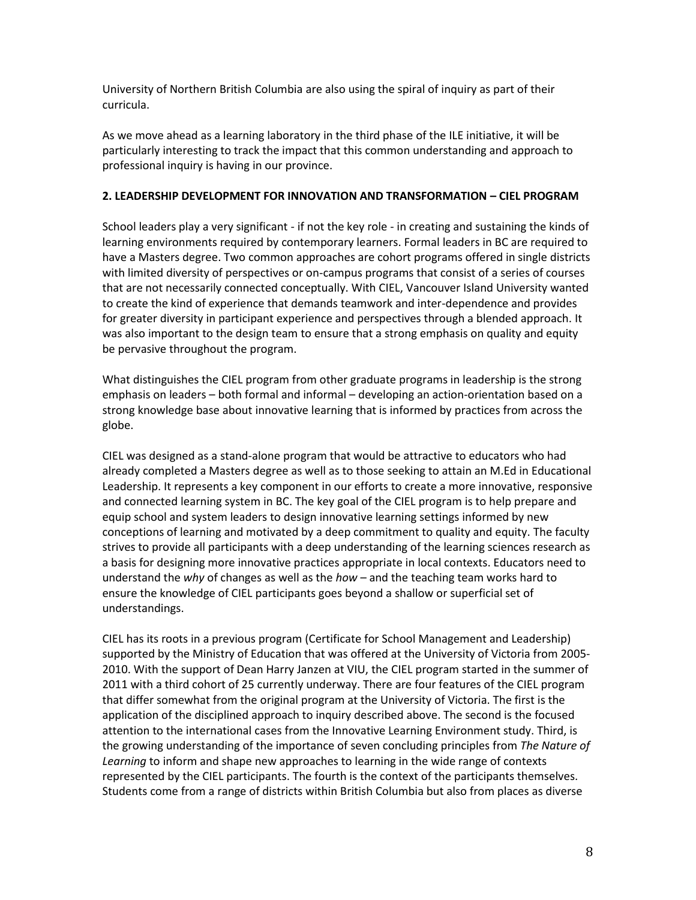University of Northern British Columbia are also using the spiral of inquiry as part of their curricula.

As we move ahead as a learning laboratory in the third phase of the ILE initiative, it will be particularly interesting to track the impact that this common understanding and approach to professional inquiry is having in our province.

## 2. LEADERSHIP DEVELOPMENT FOR INNOVATION AND TRANSFORMATION – CIEL PROGRAM

School leaders play a very significant - if not the key role - in creating and sustaining the kinds of learning environments required by contemporary learners. Formal leaders in BC are required to have a Masters degree. Two common approaches are cohort programs offered in single districts with limited diversity of perspectives or on-campus programs that consist of a series of courses that are not necessarily connected conceptually. With CIEL, Vancouver Island University wanted to create the kind of experience that demands teamwork and inter-dependence and provides for greater diversity in participant experience and perspectives through a blended approach. It was also important to the design team to ensure that a strong emphasis on quality and equity be pervasive throughout the program.

What distinguishes the CIEL program from other graduate programs in leadership is the strong emphasis on leaders – both formal and informal – developing an action-orientation based on a strong knowledge base about innovative learning that is informed by practices from across the globe.

CIEL was designed as a stand-alone program that would be attractive to educators who had already completed a Masters degree as well as to those seeking to attain an M.Ed in Educational Leadership. It represents a key component in our efforts to create a more innovative, responsive and connected learning system in BC. The key goal of the CIEL program is to help prepare and equip school and system leaders to design innovative learning settings informed by new conceptions of learning and motivated by a deep commitment to quality and equity. The faculty strives to provide all participants with a deep understanding of the learning sciences research as a basis for designing more innovative practices appropriate in local contexts. Educators need to understand the *why* of changes as well as the *how* – and the teaching team works hard to ensure the knowledge of CIEL participants goes beyond a shallow or superficial set of understandings.

CIEL has its roots in a previous program (Certificate for School Management and Leadership) supported by the Ministry of Education that was offered at the University of Victoria from 2005-2010. With the support of Dean Harry Janzen at VIU, the CIEL program started in the summer of 2011 with a third cohort of 25 currently underway. There are four features of the CIEL program that differ somewhat from the original program at the University of Victoria. The first is the application of the disciplined approach to inquiry described above. The second is the focused attention to the international cases from the Innovative Learning Environment study. Third, is the growing understanding of the importance of seven concluding principles from *The Nature of Learning* to inform and shape new approaches to learning in the wide range of contexts represented by the CIEL participants. The fourth is the context of the participants themselves. Students come from a range of districts within British Columbia but also from places as diverse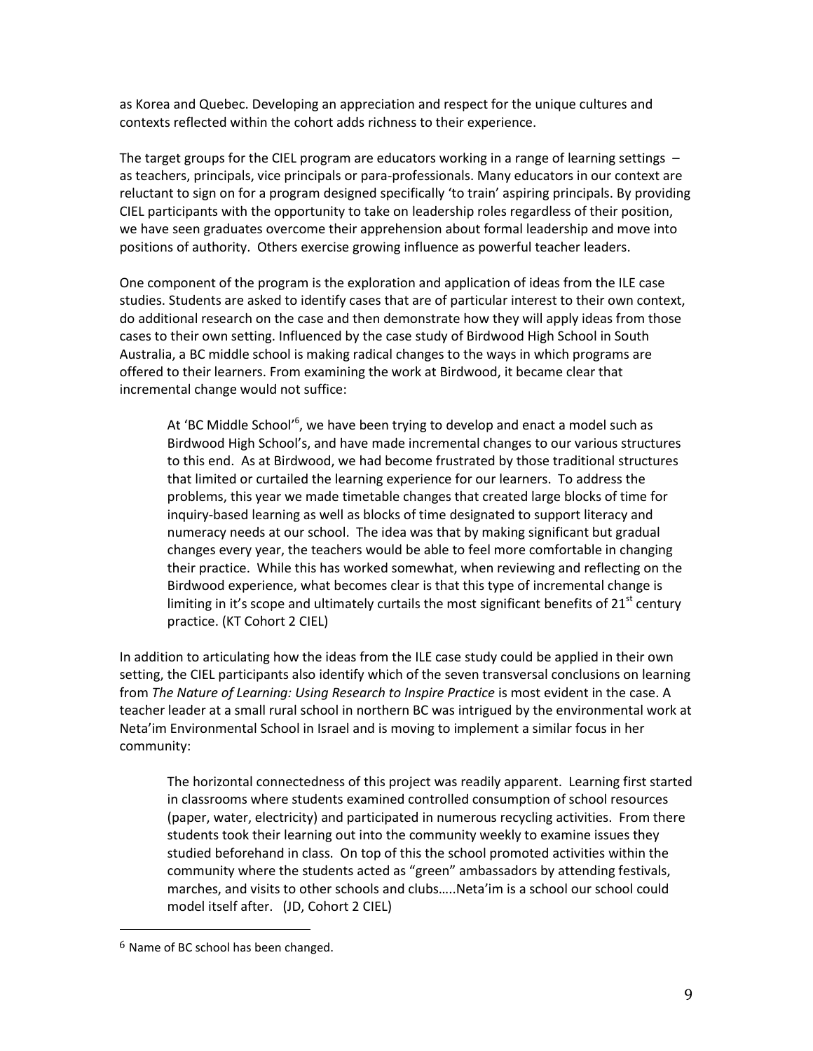as Korea and Quebec. Developing an appreciation and respect for the unique cultures and contexts reflected within the cohort adds richness to their experience.

The target groups for the CIEL program are educators working in a range of learning settings – as teachers, principals, vice principals or para-professionals. Many educators in our context are reluctant to sign on for a program designed specifically 'to train' aspiring principals. By providing CIEL participants with the opportunity to take on leadership roles regardless of their position, we have seen graduates overcome their apprehension about formal leadership and move into positions of authority. Others exercise growing influence as powerful teacher leaders.

One component of the program is the exploration and application of ideas from the ILE case studies. Students are asked to identify cases that are of particular interest to their own context, do additional research on the case and then demonstrate how they will apply ideas from those cases to their own setting. Influenced by the case study of Birdwood High School in South Australia, a BC middle school is making radical changes to the ways in which programs are offered to their learners. From examining the work at Birdwood, it became clear that incremental change would not suffice:

> At 'BC Middle School'[6], we have been trying to develop and enact a model such as Birdwood High School's, and have made incremental changes to our various structures to this end. As at Birdwood, we had become frustrated by those traditional structures that limited or curtailed the learning experience for our learners. To address the problems, this year we made timetable changes that created large blocks of time for inquiry-based learning as well as blocks of time designated to support literacy and numeracy needs at our school. The idea was that by making significant but gradual changes every year, the teachers would be able to feel more comfortable in changing their practice. While this has worked somewhat, when reviewing and reflecting on the Birdwood experience, what becomes clear is that this type of incremental change is limiting in it's scope and ultimately curtails the most significant benefits of 21st century practice. (KT Cohort 2 CIEL)

In addition to articulating how the ideas from the ILE case study could be applied in their own setting, the CIEL participants also identify which of the seven transversal conclusions on learning from *The Nature of Learning: Using Research to Inspire Practice* is most evident in the case. A teacher leader at a small rural school in northern BC was intrigued by the environmental work at Neta'im Environmental School in Israel and is moving to implement a similar focus in her community:

> The horizontal connectedness of this project was readily apparent. Learning first started in classrooms where students examined controlled consumption of school resources (paper, water, electricity) and participated in numerous recycling activities. From there students took their learning out into the community weekly to examine issues they studied beforehand in class. On top of this the school promoted activities within the community where the students acted as "green" ambassadors by attending festivals, marches, and visits to other schools and clubs…..Neta'im is a school our school could model itself after. (JD, Cohort 2 CIEL)

[6] Name of BC school has been changed.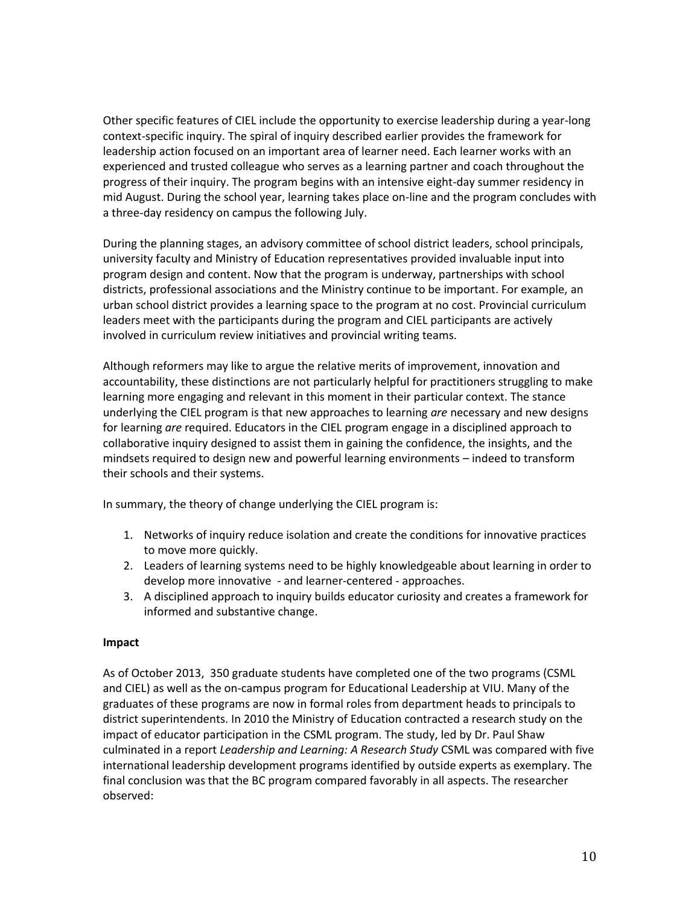Other specific features of CIEL include the opportunity to exercise leadership during a year-long context-specific inquiry. The spiral of inquiry described earlier provides the framework for leadership action focused on an important area of learner need. Each learner works with an experienced and trusted colleague who serves as a learning partner and coach throughout the progress of their inquiry. The program begins with an intensive eight-day summer residency in mid August. During the school year, learning takes place on-line and the program concludes with a three-day residency on campus the following July.

During the planning stages, an advisory committee of school district leaders, school principals, university faculty and Ministry of Education representatives provided invaluable input into program design and content. Now that the program is underway, partnerships with school districts, professional associations and the Ministry continue to be important. For example, an urban school district provides a learning space to the program at no cost. Provincial curriculum leaders meet with the participants during the program and CIEL participants are actively involved in curriculum review initiatives and provincial writing teams.

Although reformers may like to argue the relative merits of improvement, innovation and accountability, these distinctions are not particularly helpful for practitioners struggling to make learning more engaging and relevant in this moment in their particular context. The stance underlying the CIEL program is that new approaches to learning *are* necessary and new designs for learning *are* required. Educators in the CIEL program engage in a disciplined approach to collaborative inquiry designed to assist them in gaining the confidence, the insights, and the mindsets required to design new and powerful learning environments – indeed to transform their schools and their systems.

In summary, the theory of change underlying the CIEL program is:

1. Networks of inquiry reduce isolation and create the conditions for innovative practices to move more quickly.
2. Leaders of learning systems need to be highly knowledgeable about learning in order to develop more innovative - and learner-centered - approaches.
3. A disciplined approach to inquiry builds educator curiosity and creates a framework for informed and substantive change.

**Impact**

As of October 2013, 350 graduate students have completed one of the two programs (CSML and CIEL) as well as the on-campus program for Educational Leadership at VIU. Many of the graduates of these programs are now in formal roles from department heads to principals to district superintendents. In 2010 the Ministry of Education contracted a research study on the impact of educator participation in the CSML program. The study, led by Dr. Paul Shaw culminated in a report *Leadership and Learning: A Research Study* CSML was compared with five international leadership development programs identified by outside experts as exemplary. The final conclusion was that the BC program compared favorably in all aspects. The researcher observed: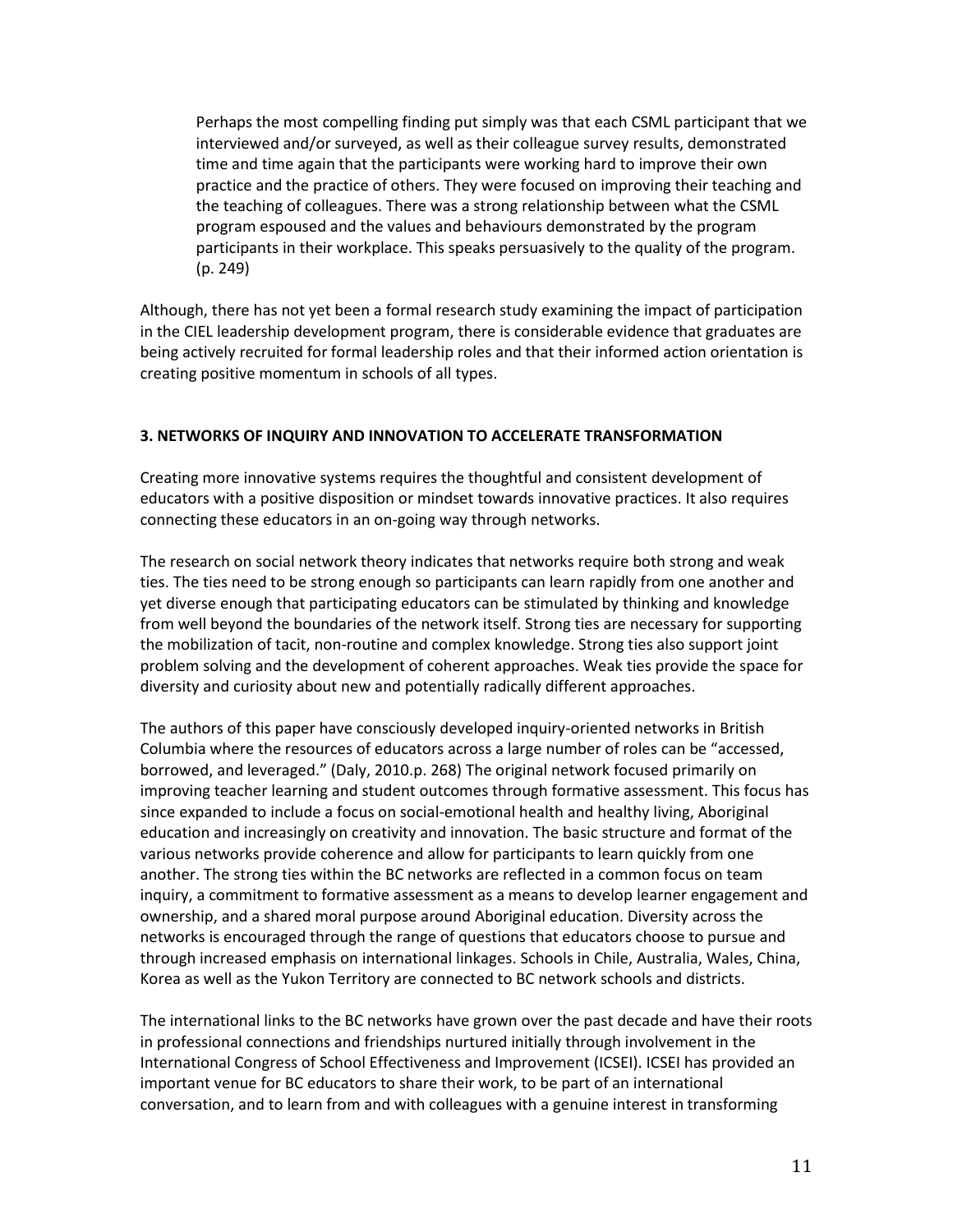> Perhaps the most compelling finding put simply was that each CSML participant that we interviewed and/or surveyed, as well as their colleague survey results, demonstrated time and time again that the participants were working hard to improve their own practice and the practice of others. They were focused on improving their teaching and the teaching of colleagues. There was a strong relationship between what the CSML program espoused and the values and behaviours demonstrated by the program participants in their workplace. This speaks persuasively to the quality of the program. (p. 249)

Although, there has not yet been a formal research study examining the impact of participation in the CIEL leadership development program, there is considerable evidence that graduates are being actively recruited for formal leadership roles and that their informed action orientation is creating positive momentum in schools of all types.

**3. NETWORKS OF INQUIRY AND INNOVATION TO ACCELERATE TRANSFORMATION**

Creating more innovative systems requires the thoughtful and consistent development of educators with a positive disposition or mindset towards innovative practices. It also requires connecting these educators in an on-going way through networks.

The research on social network theory indicates that networks require both strong and weak ties. The ties need to be strong enough so participants can learn rapidly from one another and yet diverse enough that participating educators can be stimulated by thinking and knowledge from well beyond the boundaries of the network itself. Strong ties are necessary for supporting the mobilization of tacit, non-routine and complex knowledge. Strong ties also support joint problem solving and the development of coherent approaches. Weak ties provide the space for diversity and curiosity about new and potentially radically different approaches.

The authors of this paper have consciously developed inquiry-oriented networks in British Columbia where the resources of educators across a large number of roles can be "accessed, borrowed, and leveraged." (Daly, 2010.p. 268) The original network focused primarily on improving teacher learning and student outcomes through formative assessment. This focus has since expanded to include a focus on social-emotional health and healthy living, Aboriginal education and increasingly on creativity and innovation. The basic structure and format of the various networks provide coherence and allow for participants to learn quickly from one another. The strong ties within the BC networks are reflected in a common focus on team inquiry, a commitment to formative assessment as a means to develop learner engagement and ownership, and a shared moral purpose around Aboriginal education. Diversity across the networks is encouraged through the range of questions that educators choose to pursue and through increased emphasis on international linkages. Schools in Chile, Australia, Wales, China, Korea as well as the Yukon Territory are connected to BC network schools and districts.

The international links to the BC networks have grown over the past decade and have their roots in professional connections and friendships nurtured initially through involvement in the International Congress of School Effectiveness and Improvement (ICSEI). ICSEI has provided an important venue for BC educators to share their work, to be part of an international conversation, and to learn from and with colleagues with a genuine interest in transforming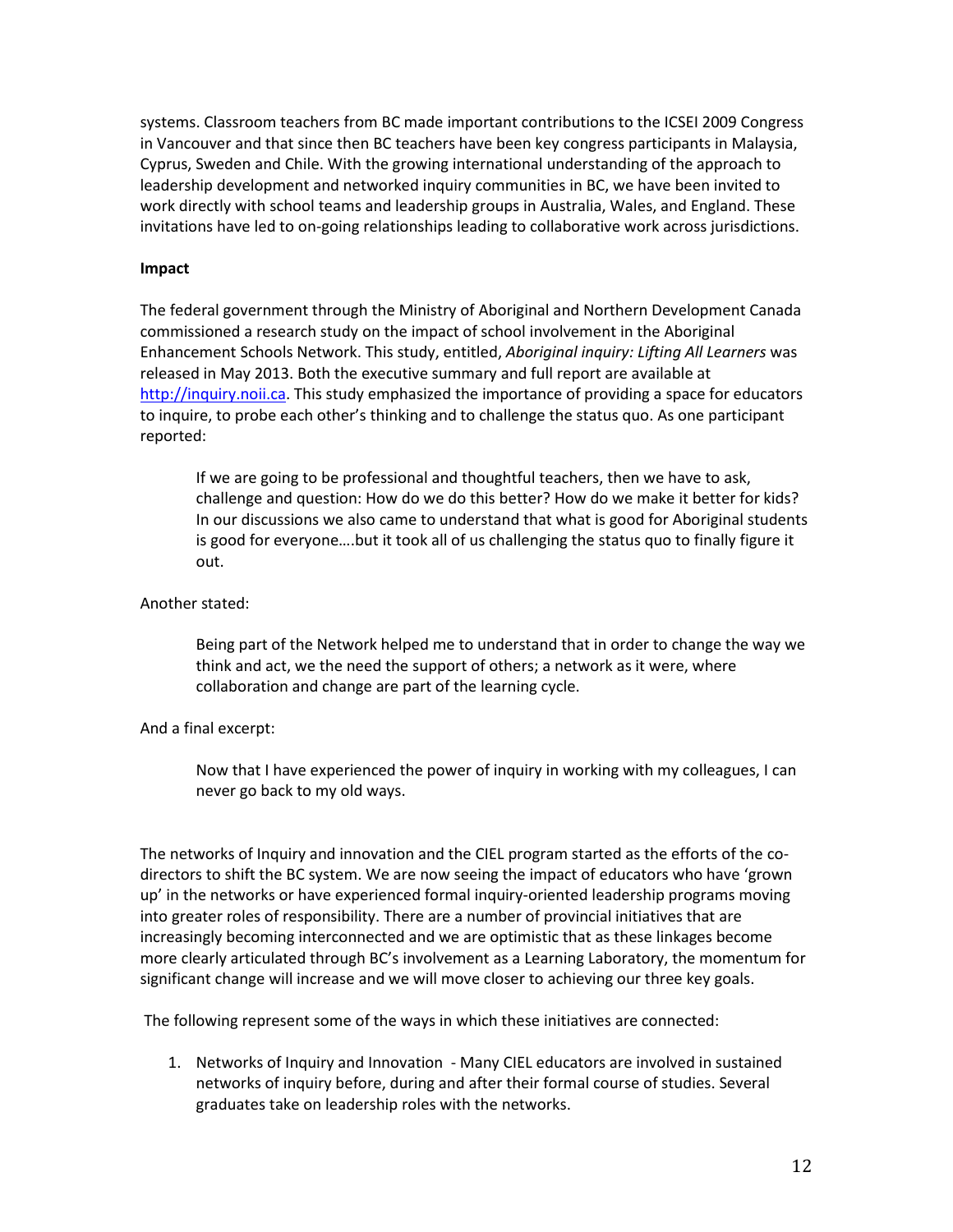systems. Classroom teachers from BC made important contributions to the ICSEI 2009 Congress in Vancouver and that since then BC teachers have been key congress participants in Malaysia, Cyprus, Sweden and Chile. With the growing international understanding of the approach to leadership development and networked inquiry communities in BC, we have been invited to work directly with school teams and leadership groups in Australia, Wales, and England. These invitations have led to on-going relationships leading to collaborative work across jurisdictions.

**Impact**

The federal government through the Ministry of Aboriginal and Northern Development Canada commissioned a research study on the impact of school involvement in the Aboriginal Enhancement Schools Network. This study, entitled, *Aboriginal inquiry: Lifting All Learners* was released in May 2013. Both the executive summary and full report are available at [http://inquiry.noii.ca](http://inquiry.noii.ca). This study emphasized the importance of providing a space for educators to inquire, to probe each other's thinking and to challenge the status quo. As one participant reported:

> If we are going to be professional and thoughtful teachers, then we have to ask, challenge and question: How do we do this better? How do we make it better for kids? In our discussions we also came to understand that what is good for Aboriginal students is good for everyone….but it took all of us challenging the status quo to finally figure it out.

Another stated:

> Being part of the Network helped me to understand that in order to change the way we think and act, we the need the support of others; a network as it were, where collaboration and change are part of the learning cycle.

And a final excerpt:

> Now that I have experienced the power of inquiry in working with my colleagues, I can never go back to my old ways.

The networks of Inquiry and innovation and the CIEL program started as the efforts of the co-directors to shift the BC system. We are now seeing the impact of educators who have 'grown up' in the networks or have experienced formal inquiry-oriented leadership programs moving into greater roles of responsibility. There are a number of provincial initiatives that are increasingly becoming interconnected and we are optimistic that as these linkages become more clearly articulated through BC's involvement as a Learning Laboratory, the momentum for significant change will increase and we will move closer to achieving our three key goals.

The following represent some of the ways in which these initiatives are connected:

1. Networks of Inquiry and Innovation - Many CIEL educators are involved in sustained networks of inquiry before, during and after their formal course of studies. Several graduates take on leadership roles with the networks.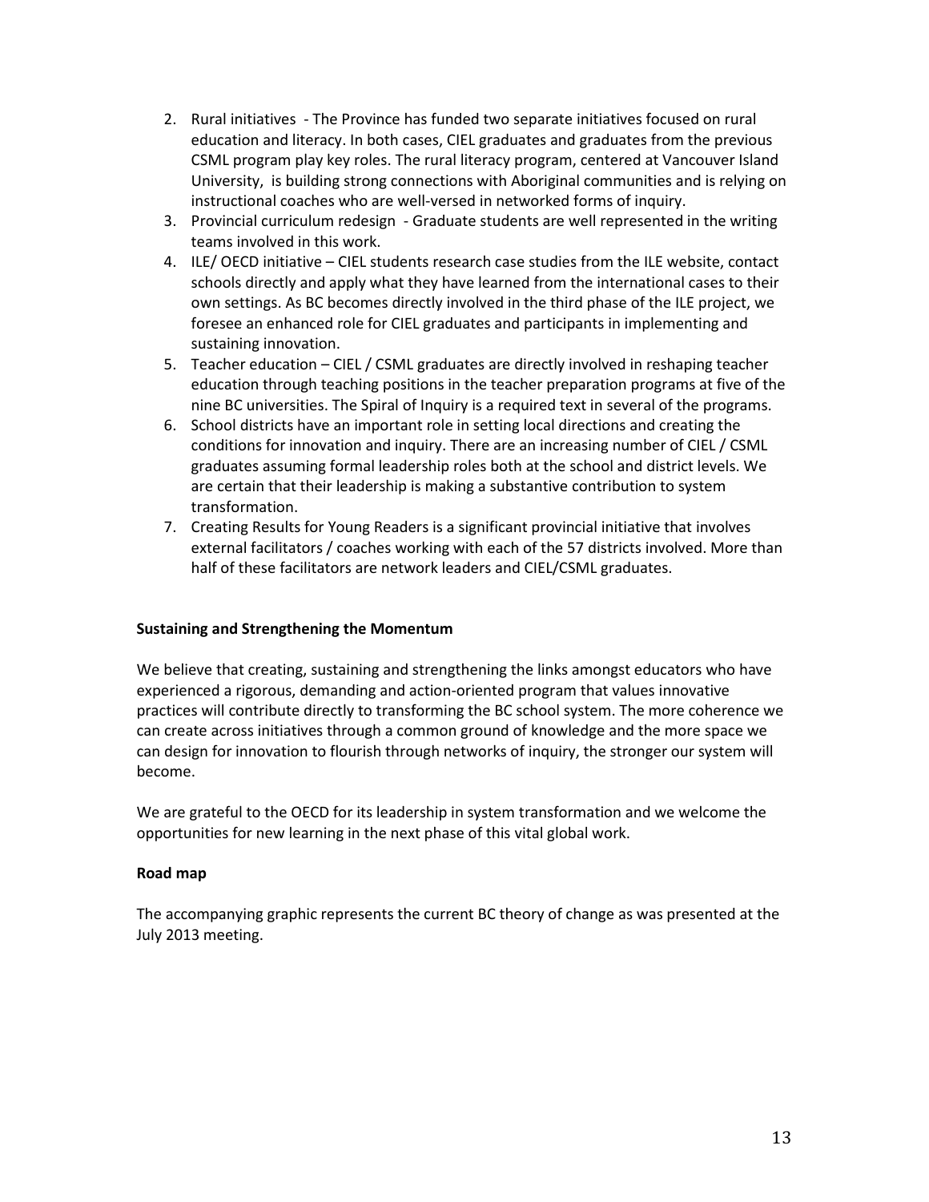2. Rural initiatives - The Province has funded two separate initiatives focused on rural education and literacy. In both cases, CIEL graduates and graduates from the previous CSML program play key roles. The rural literacy program, centered at Vancouver Island University, is building strong connections with Aboriginal communities and is relying on instructional coaches who are well-versed in networked forms of inquiry.
3. Provincial curriculum redesign - Graduate students are well represented in the writing teams involved in this work.
4. ILE/ OECD initiative – CIEL students research case studies from the ILE website, contact schools directly and apply what they have learned from the international cases to their own settings. As BC becomes directly involved in the third phase of the ILE project, we foresee an enhanced role for CIEL graduates and participants in implementing and sustaining innovation.
5. Teacher education – CIEL / CSML graduates are directly involved in reshaping teacher education through teaching positions in the teacher preparation programs at five of the nine BC universities. The Spiral of Inquiry is a required text in several of the programs.
6. School districts have an important role in setting local directions and creating the conditions for innovation and inquiry. There are an increasing number of CIEL / CSML graduates assuming formal leadership roles both at the school and district levels. We are certain that their leadership is making a substantive contribution to system transformation.
7. Creating Results for Young Readers is a significant provincial initiative that involves external facilitators / coaches working with each of the 57 districts involved. More than half of these facilitators are network leaders and CIEL/CSML graduates.

**Sustaining and Strengthening the Momentum**

We believe that creating, sustaining and strengthening the links amongst educators who have experienced a rigorous, demanding and action-oriented program that values innovative practices will contribute directly to transforming the BC school system. The more coherence we can create across initiatives through a common ground of knowledge and the more space we can design for innovation to flourish through networks of inquiry, the stronger our system will become.

We are grateful to the OECD for its leadership in system transformation and we welcome the opportunities for new learning in the next phase of this vital global work.

**Road map**

The accompanying graphic represents the current BC theory of change as was presented at the July 2013 meeting.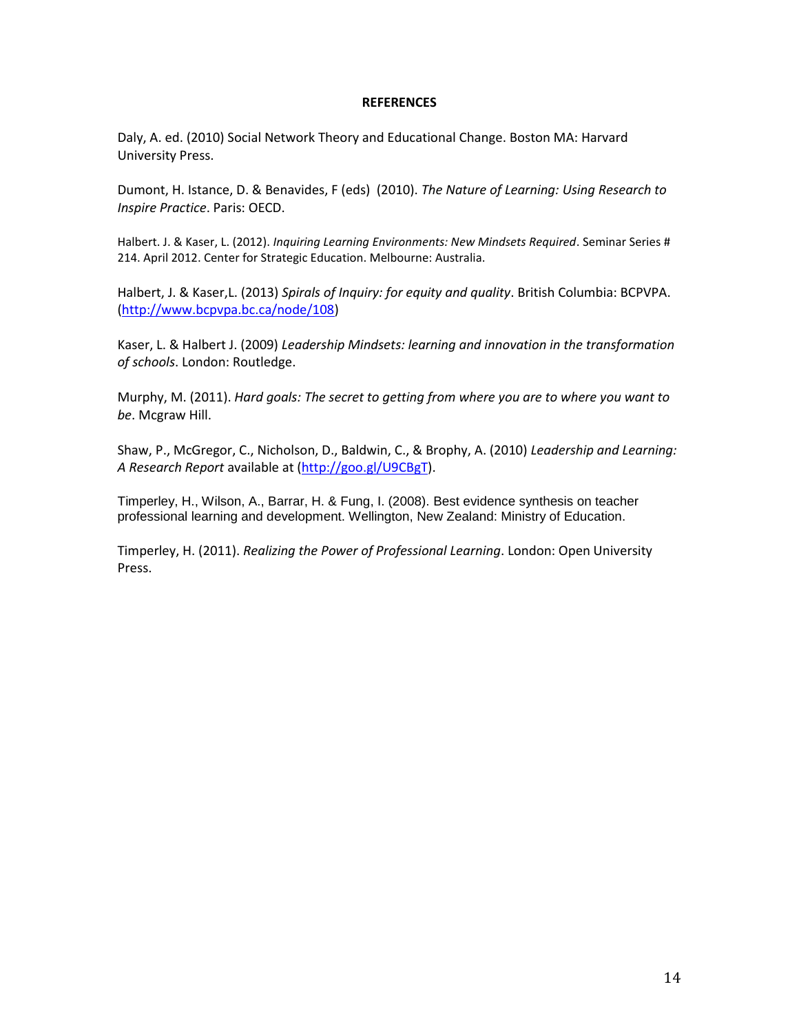## REFERENCES

Daly, A. ed. (2010) Social Network Theory and Educational Change. Boston MA: Harvard University Press.

Dumont, H. Istance, D. & Benavides, F (eds) (2010). *The Nature of Learning: Using Research to Inspire Practice*. Paris: OECD.

Halbert. J. & Kaser, L. (2012). *Inquiring Learning Environments: New Mindsets Required*. Seminar Series # 214. April 2012. Center for Strategic Education. Melbourne: Australia.

Halbert, J. & Kaser,L. (2013) *Spirals of Inquiry: for equity and quality*. British Columbia: BCPVPA. (http://www.bcpvpa.bc.ca/node/108)

Kaser, L. & Halbert J. (2009) *Leadership Mindsets: learning and innovation in the transformation of schools*. London: Routledge.

Murphy, M. (2011). *Hard goals: The secret to getting from where you are to where you want to be*. Mcgraw Hill.

Shaw, P., McGregor, C., Nicholson, D., Baldwin, C., & Brophy, A. (2010) *Leadership and Learning: A Research Report* available at (http://goo.gl/U9CBgT).

Timperley, H., Wilson, A., Barrar, H. & Fung, I. (2008). Best evidence synthesis on teacher professional learning and development. Wellington, New Zealand: Ministry of Education.

Timperley, H. (2011). *Realizing the Power of Professional Learning*. London: Open University Press.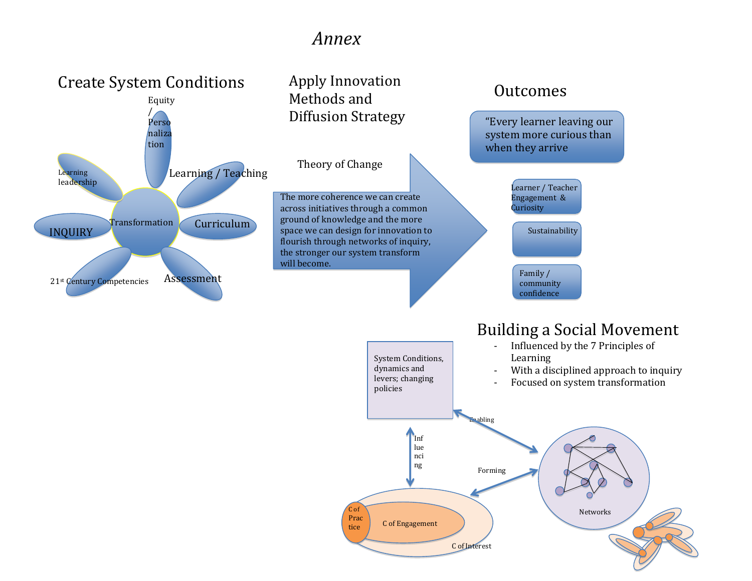*Annex*

## Create System Conditions

Equity / Personalization

Learning / Teaching

Learning leadership

Transformation

INQUIRY

Curriculum

21st Century Competencies

Assessment

## Apply Innovation Methods and Diffusion Strategy

Theory of Change

The more coherence we can create across initiatives through a common ground of knowledge and the more space we can design for innovation to flourish through networks of inquiry, the stronger our system transform will become.

## Outcomes

"Every learner leaving our system more curious than when they arrive

Learner / Teacher Engagement & Curiosity

Sustainability

Family / community confidence

## Building a Social Movement

- Influenced by the 7 Principles of Learning
- With a disciplined approach to inquiry
- Focused on system transformation

System Conditions, dynamics and levers; changing policies

Enabling

Influencing

Forming

Networks

C of Practice

C of Engagement

C of Interest